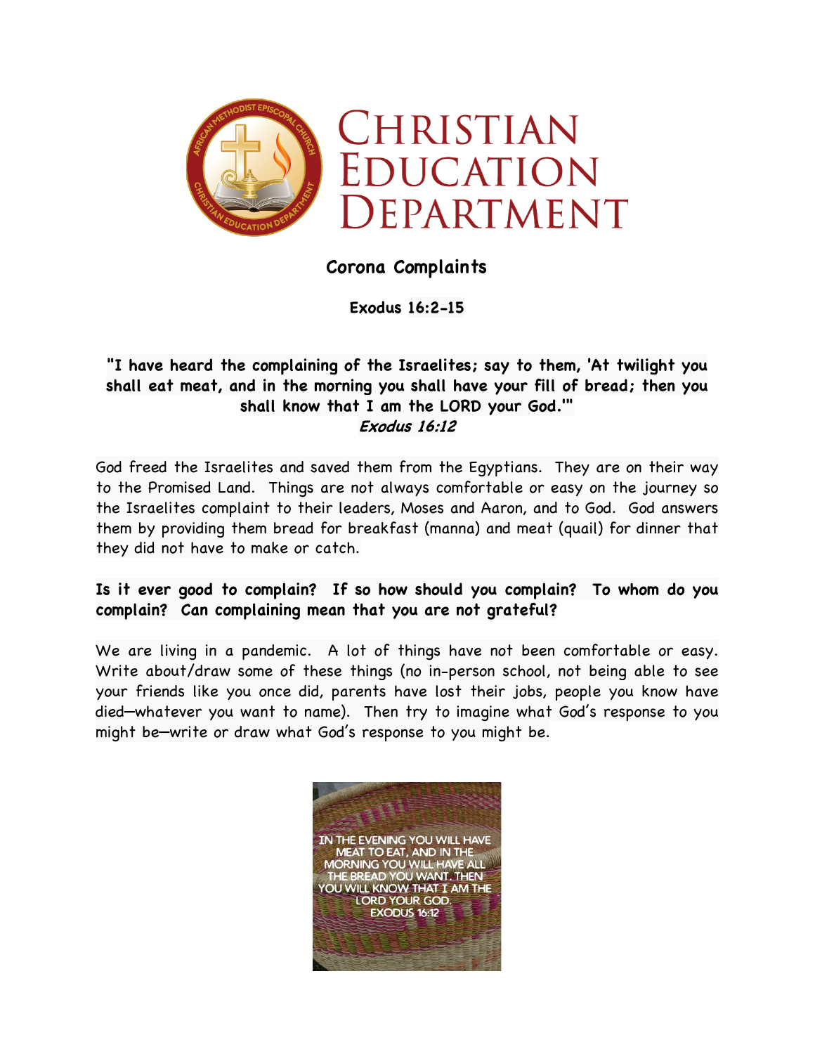# Christian Education Department

## Corona Complaints

**Exodus 16:2-15**

**"I have heard the complaining of the Israelites; say to them, 'At twilight you shall eat meat, and in the morning you shall have your fill of bread; then you shall know that I am the LORD your God.'"**
***Exodus 16:12***

God freed the Israelites and saved them from the Egyptians. They are on their way to the Promised Land. Things are not always comfortable or easy on the journey so the Israelites complaint to their leaders, Moses and Aaron, and to God. God answers them by providing them bread for breakfast (manna) and meat (quail) for dinner that they did not have to make or catch.

**Is it ever good to complain? If so how should you complain? To whom do you complain? Can complaining mean that you are not grateful?**

We are living in a pandemic. A lot of things have not been comfortable or easy. Write about/draw some of these things (no in-person school, not being able to see your friends like you once did, parents have lost their jobs, people you know have died—whatever you want to name). Then try to imagine what God's response to you might be—write or draw what God's response to you might be.

IN THE EVENING YOU WILL HAVE MEAT TO EAT, AND IN THE MORNING YOU WILL HAVE ALL THE BREAD YOU WANT. THEN YOU WILL KNOW THAT I AM THE LORD YOUR GOD.
EXODUS 16:12